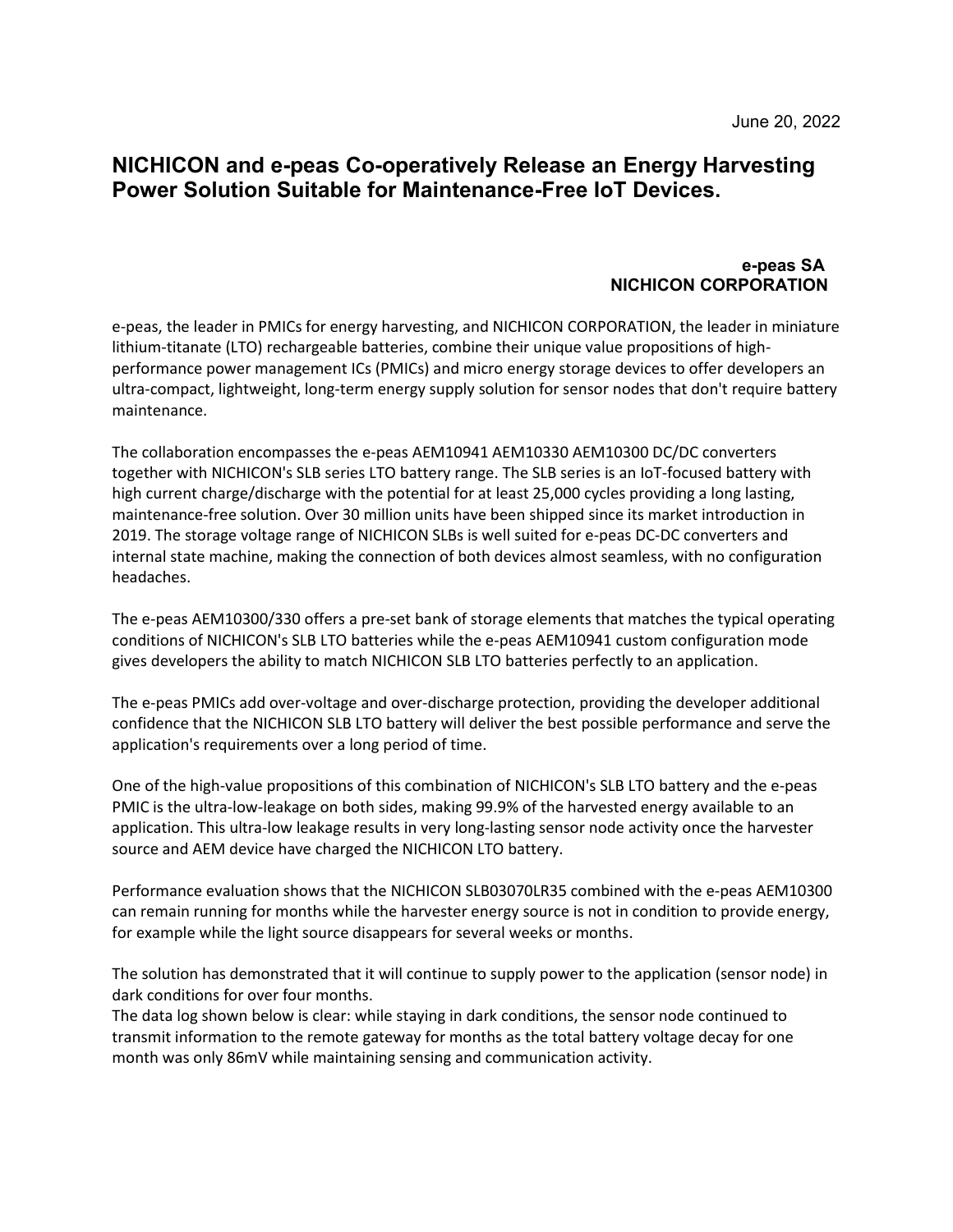June 20, 2022

# NICHICON and e-peas Co-operatively Release an Energy Harvesting Power Solution Suitable for Maintenance-Free IoT Devices.

**e-peas SA**
**NICHICON CORPORATION**

e-peas, the leader in PMICs for energy harvesting, and NICHICON CORPORATION, the leader in miniature lithium-titanate (LTO) rechargeable batteries, combine their unique value propositions of high-performance power management ICs (PMICs) and micro energy storage devices to offer developers an ultra-compact, lightweight, long-term energy supply solution for sensor nodes that don't require battery maintenance.

The collaboration encompasses the e-peas AEM10941 AEM10330 AEM10300 DC/DC converters together with NICHICON's SLB series LTO battery range. The SLB series is an IoT-focused battery with high current charge/discharge with the potential for at least 25,000 cycles providing a long lasting, maintenance-free solution. Over 30 million units have been shipped since its market introduction in 2019. The storage voltage range of NICHICON SLBs is well suited for e-peas DC-DC converters and internal state machine, making the connection of both devices almost seamless, with no configuration headaches.

The e-peas AEM10300/330 offers a pre-set bank of storage elements that matches the typical operating conditions of NICHICON's SLB LTO batteries while the e-peas AEM10941 custom configuration mode gives developers the ability to match NICHICON SLB LTO batteries perfectly to an application.

The e-peas PMICs add over-voltage and over-discharge protection, providing the developer additional confidence that the NICHICON SLB LTO battery will deliver the best possible performance and serve the application's requirements over a long period of time.

One of the high-value propositions of this combination of NICHICON's SLB LTO battery and the e-peas PMIC is the ultra-low-leakage on both sides, making 99.9% of the harvested energy available to an application. This ultra-low leakage results in very long-lasting sensor node activity once the harvester source and AEM device have charged the NICHICON LTO battery.

Performance evaluation shows that the NICHICON SLB03070LR35 combined with the e-peas AEM10300 can remain running for months while the harvester energy source is not in condition to provide energy, for example while the light source disappears for several weeks or months.

The solution has demonstrated that it will continue to supply power to the application (sensor node) in dark conditions for over four months.
The data log shown below is clear: while staying in dark conditions, the sensor node continued to transmit information to the remote gateway for months as the total battery voltage decay for one month was only 86mV while maintaining sensing and communication activity.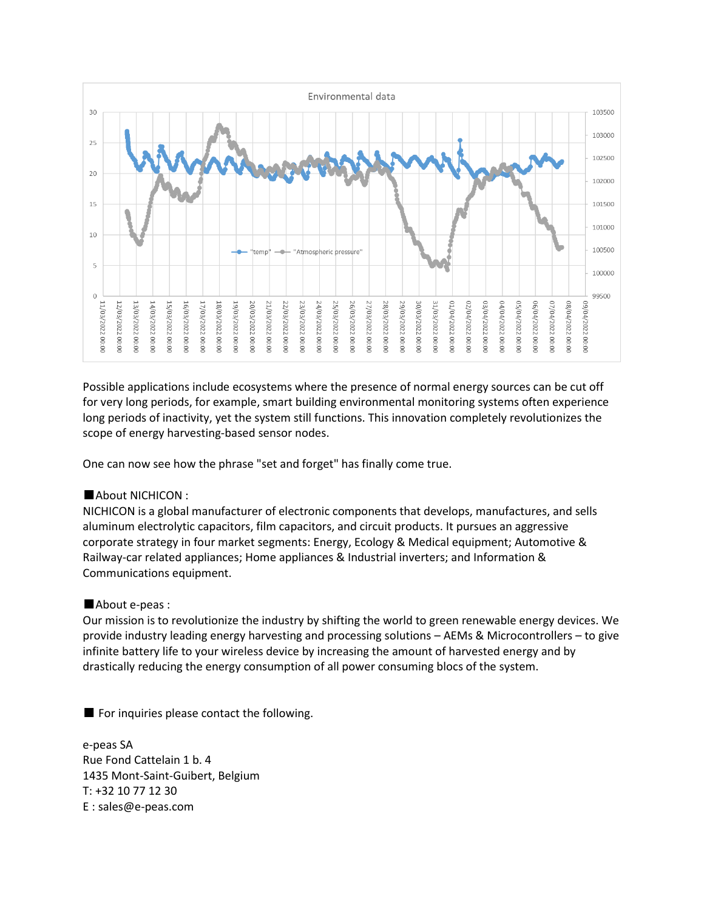Possible applications include ecosystems where the presence of normal energy sources can be cut off for very long periods, for example, smart building environmental monitoring systems often experience long periods of inactivity, yet the system still functions. This innovation completely revolutionizes the scope of energy harvesting-based sensor nodes.

One can now see how the phrase "set and forget" has finally come true.

■About NICHICON :
NICHICON is a global manufacturer of electronic components that develops, manufactures, and sells aluminum electrolytic capacitors, film capacitors, and circuit products. It pursues an aggressive corporate strategy in four market segments: Energy, Ecology & Medical equipment; Automotive & Railway-car related appliances; Home appliances & Industrial inverters; and Information & Communications equipment.

■About e-peas :
Our mission is to revolutionize the industry by shifting the world to green renewable energy devices. We provide industry leading energy harvesting and processing solutions – AEMs & Microcontrollers – to give infinite battery life to your wireless device by increasing the amount of harvested energy and by drastically reducing the energy consumption of all power consuming blocs of the system.

■ For inquiries please contact the following.

e-peas SA
Rue Fond Cattelain 1 b. 4
1435 Mont-Saint-Guibert, Belgium
T: +32 10 77 12 30
E : sales@e-peas.com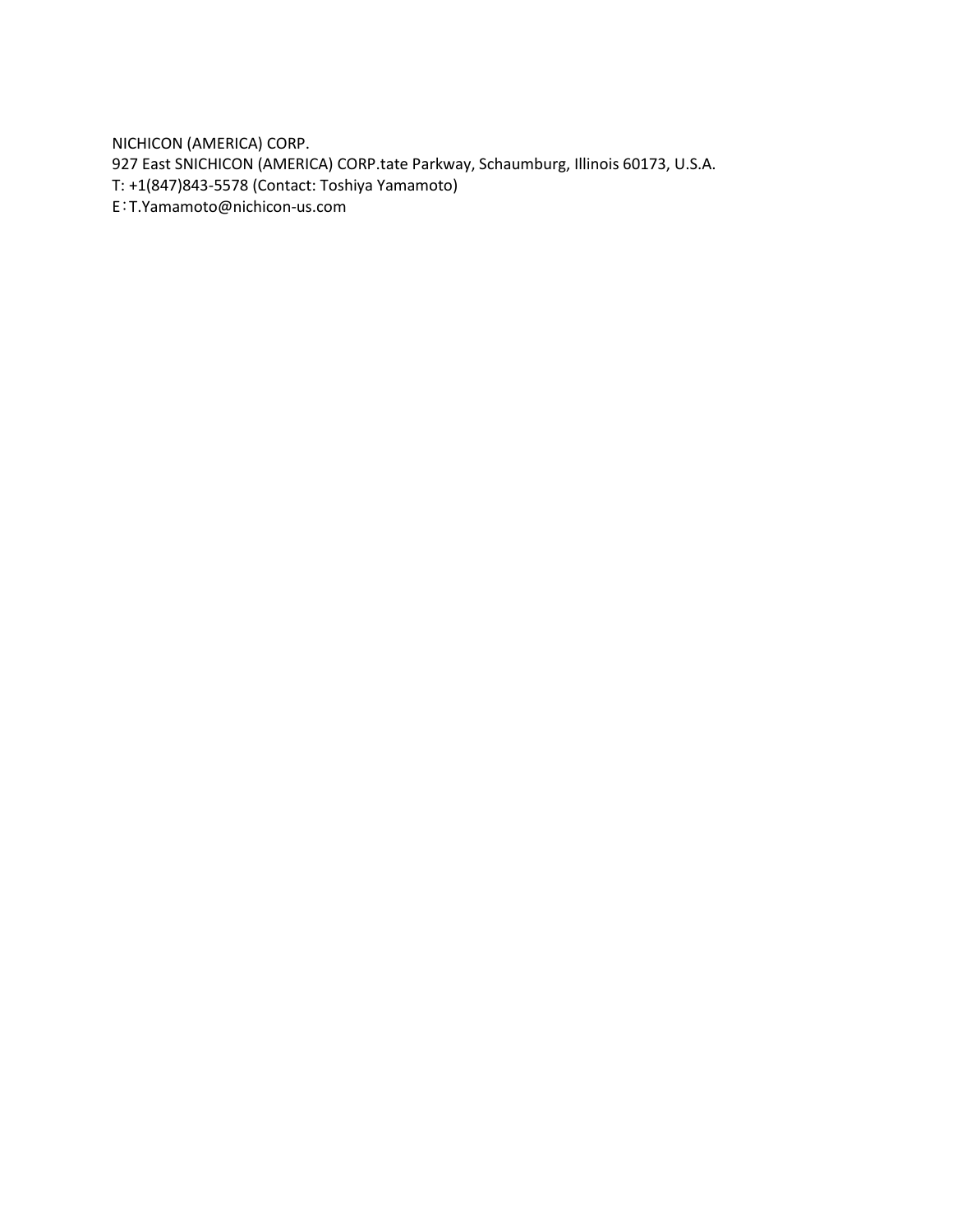NICHICON (AMERICA) CORP.
927 East SNICHICON (AMERICA) CORP.tate Parkway, Schaumburg, Illinois 60173, U.S.A.
T: +1(847)843-5578 (Contact: Toshiya Yamamoto)
E：T.Yamamoto@nichicon-us.com